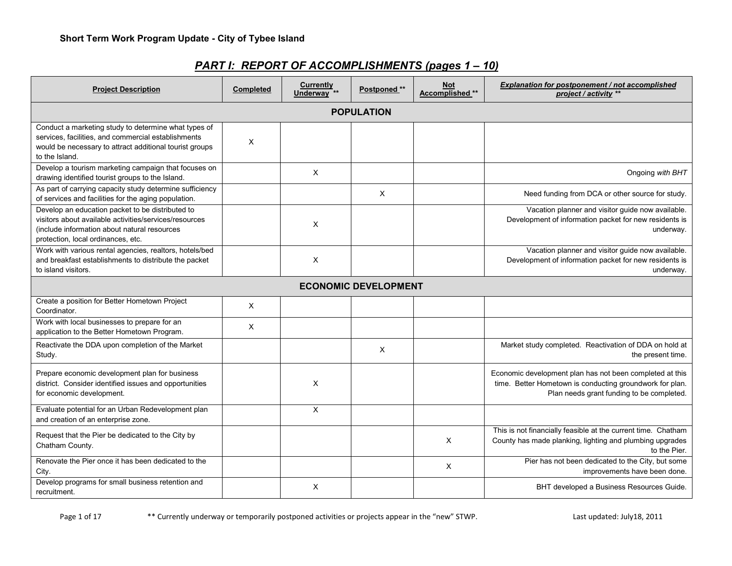**Short Term Work Program Update - City of Tybee Island**

## *PART I: REPORT OF ACCOMPLISHMENTS (pages 1 – 10)*

| Project Description | Completed | Currently Underway ** | Postponed ** | Not Accomplished ** | *Explanation for postponement / not accomplished project / activity* ** |
|---|---|---|---|---|---|
| **POPULATION** | | | | | |
| Conduct a marketing study to determine what types of services, facilities, and commercial establishments would be necessary to attract additional tourist groups to the Island. | X | | | | |
| Develop a tourism marketing campaign that focuses on drawing identified tourist groups to the Island. | | X | | | Ongoing *with BHT* |
| As part of carrying capacity study determine sufficiency of services and facilities for the aging population. | | | X | | Need funding from DCA or other source for study. |
| Develop an education packet to be distributed to visitors about available activities/services/resources (include information about natural resources protection, local ordinances, etc. | | X | | | Vacation planner and visitor guide now available. Development of information packet for new residents is underway. |
| Work with various rental agencies, realtors, hotels/bed and breakfast establishments to distribute the packet to island visitors. | | X | | | Vacation planner and visitor guide now available. Development of information packet for new residents is underway. |
| **ECONOMIC DEVELOPMENT** | | | | | |
| Create a position for Better Hometown Project Coordinator. | X | | | | |
| Work with local businesses to prepare for an application to the Better Hometown Program. | X | | | | |
| Reactivate the DDA upon completion of the Market Study. | | | X | | Market study completed. Reactivation of DDA on hold at the present time. |
| Prepare economic development plan for business district. Consider identified issues and opportunities for economic development. | | X | | | Economic development plan has not been completed at this time. Better Hometown is conducting groundwork for plan. Plan needs grant funding to be completed. |
| Evaluate potential for an Urban Redevelopment plan and creation of an enterprise zone. | | X | | | |
| Request that the Pier be dedicated to the City by Chatham County. | | | | X | This is not financially feasible at the current time. Chatham County has made planking, lighting and plumbing upgrades to the Pier. |
| Renovate the Pier once it has been dedicated to the City. | | | | X | Pier has not been dedicated to the City, but some improvements have been done. |
| Develop programs for small business retention and recruitment. | | X | | | BHT developed a Business Resources Guide. |

** Currently underway or temporarily postponed activities or projects appear in the "new" STWP.

Last updated: July18, 2011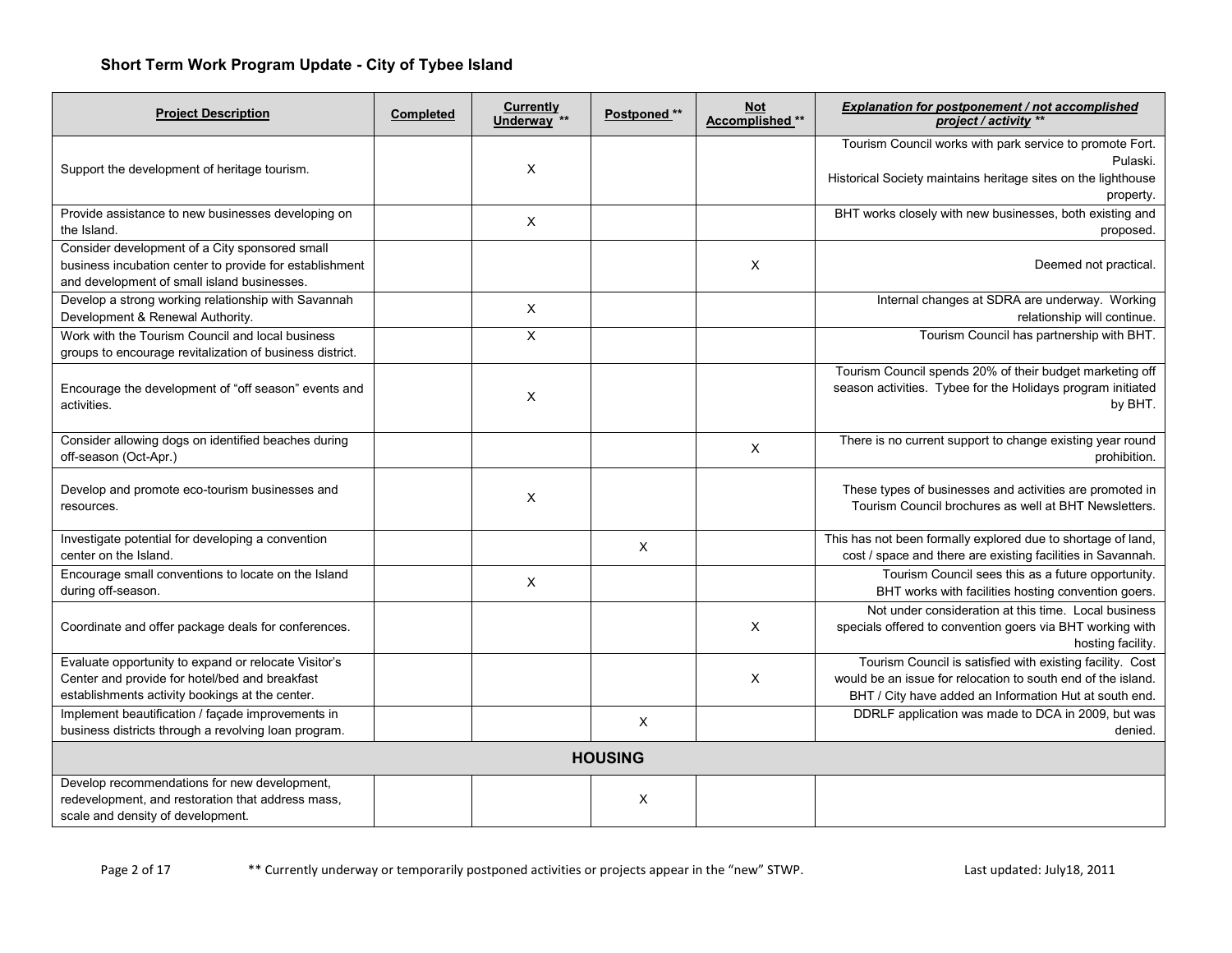## Short Term Work Program Update - City of Tybee Island

| Project Description | Completed | Currently Underway ** | Postponed ** | Not Accomplished ** | *Explanation for postponement / not accomplished project / activity ** * |
|---|---|---|---|---|---|
| Support the development of heritage tourism. | | X | | | Tourism Council works with park service to promote Fort. Pulaski. Historical Society maintains heritage sites on the lighthouse property. |
| Provide assistance to new businesses developing on the Island. | | X | | | BHT works closely with new businesses, both existing and proposed. |
| Consider development of a City sponsored small business incubation center to provide for establishment and development of small island businesses. | | | | X | Deemed not practical. |
| Develop a strong working relationship with Savannah Development & Renewal Authority. | | X | | | Internal changes at SDRA are underway. Working relationship will continue. |
| Work with the Tourism Council and local business groups to encourage revitalization of business district. | | X | | | Tourism Council has partnership with BHT. |
| Encourage the development of "off season" events and activities. | | X | | | Tourism Council spends 20% of their budget marketing off season activities. Tybee for the Holidays program initiated by BHT. |
| Consider allowing dogs on identified beaches during off-season (Oct-Apr.) | | | | X | There is no current support to change existing year round prohibition. |
| Develop and promote eco-tourism businesses and resources. | | X | | | These types of businesses and activities are promoted in Tourism Council brochures as well at BHT Newsletters. |
| Investigate potential for developing a convention center on the Island. | | | X | | This has not been formally explored due to shortage of land, cost / space and there are existing facilities in Savannah. |
| Encourage small conventions to locate on the Island during off-season. | | X | | | Tourism Council sees this as a future opportunity. BHT works with facilities hosting convention goers. |
| Coordinate and offer package deals for conferences. | | | | X | Not under consideration at this time. Local business specials offered to convention goers via BHT working with hosting facility. |
| Evaluate opportunity to expand or relocate Visitor's Center and provide for hotel/bed and breakfast establishments activity bookings at the center. | | | | X | Tourism Council is satisfied with existing facility. Cost would be an issue for relocation to south end of the island. BHT / City have added an Information Hut at south end. |
| Implement beautification / façade improvements in business districts through a revolving loan program. | | | X | | DDRLF application was made to DCA in 2009, but was denied. |
| **HOUSING** | | | | | |
| Develop recommendations for new development, redevelopment, and restoration that address mass, scale and density of development. | | | X | | |

** Currently underway or temporarily postponed activities or projects appear in the "new" STWP.

Last updated: July18, 2011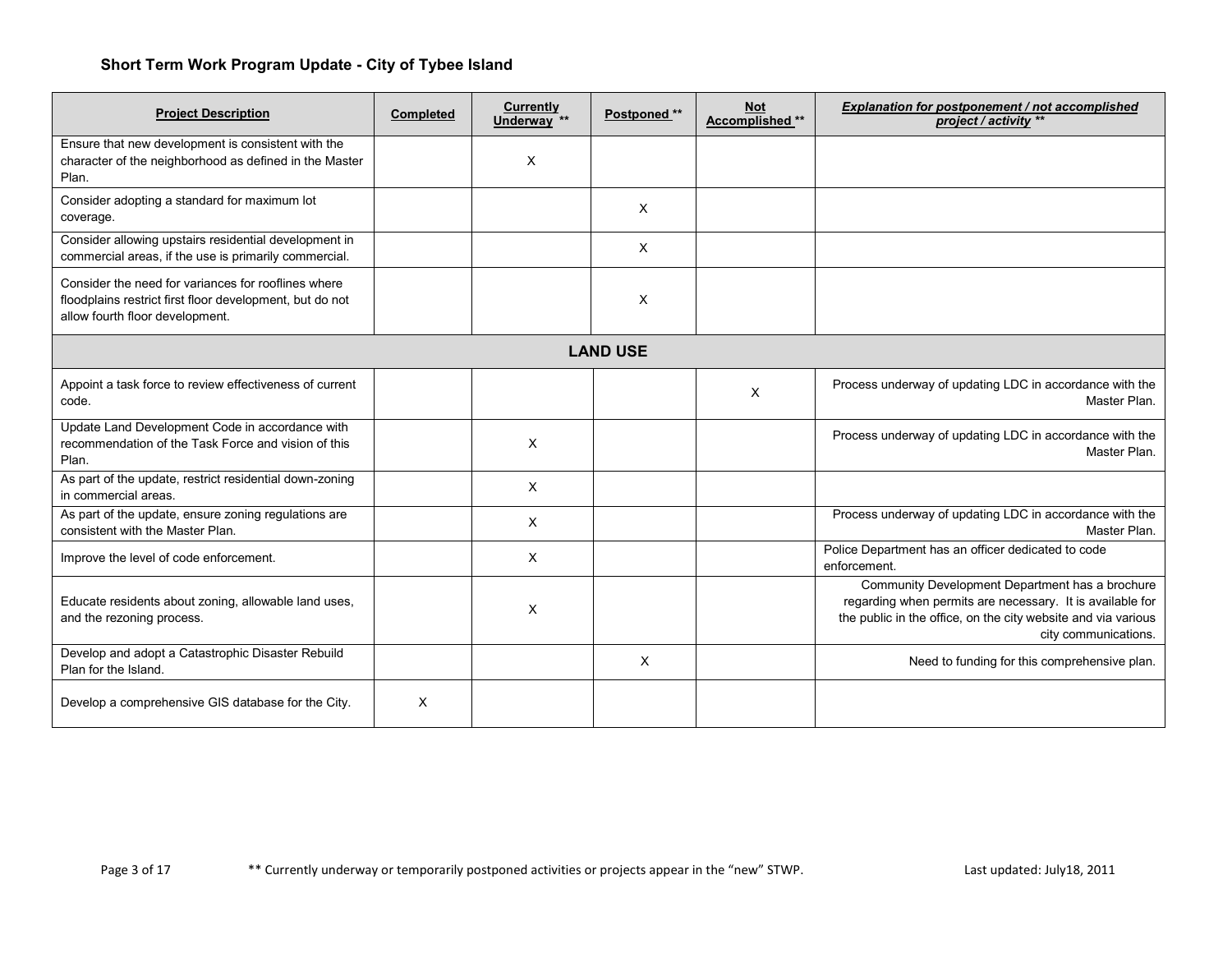### Short Term Work Program Update - City of Tybee Island

| Project Description | Completed | Currently Underway ** | Postponed ** | Not Accomplished ** | *Explanation for postponement / not accomplished project / activity ** * |
|---|---|---|---|---|---|
| Ensure that new development is consistent with the character of the neighborhood as defined in the Master Plan. | | X | | | |
| Consider adopting a standard for maximum lot coverage. | | | X | | |
| Consider allowing upstairs residential development in commercial areas, if the use is primarily commercial. | | | X | | |
| Consider the need for variances for rooflines where floodplains restrict first floor development, but do not allow fourth floor development. | | | X | | |
| **LAND USE** | | | | | |
| Appoint a task force to review effectiveness of current code. | | | | X | Process underway of updating LDC in accordance with the Master Plan. |
| Update Land Development Code in accordance with recommendation of the Task Force and vision of this Plan. | | X | | | Process underway of updating LDC in accordance with the Master Plan. |
| As part of the update, restrict residential down-zoning in commercial areas. | | X | | | |
| As part of the update, ensure zoning regulations are consistent with the Master Plan. | | X | | | Process underway of updating LDC in accordance with the Master Plan. |
| Improve the level of code enforcement. | | X | | | Police Department has an officer dedicated to code enforcement. |
| Educate residents about zoning, allowable land uses, and the rezoning process. | | X | | | Community Development Department has a brochure regarding when permits are necessary. It is available for the public in the office, on the city website and via various city communications. |
| Develop and adopt a Catastrophic Disaster Rebuild Plan for the Island. | | | X | | Need to funding for this comprehensive plan. |
| Develop a comprehensive GIS database for the City. | X | | | | |

** Currently underway or temporarily postponed activities or projects appear in the "new" STWP.

Last updated: July18, 2011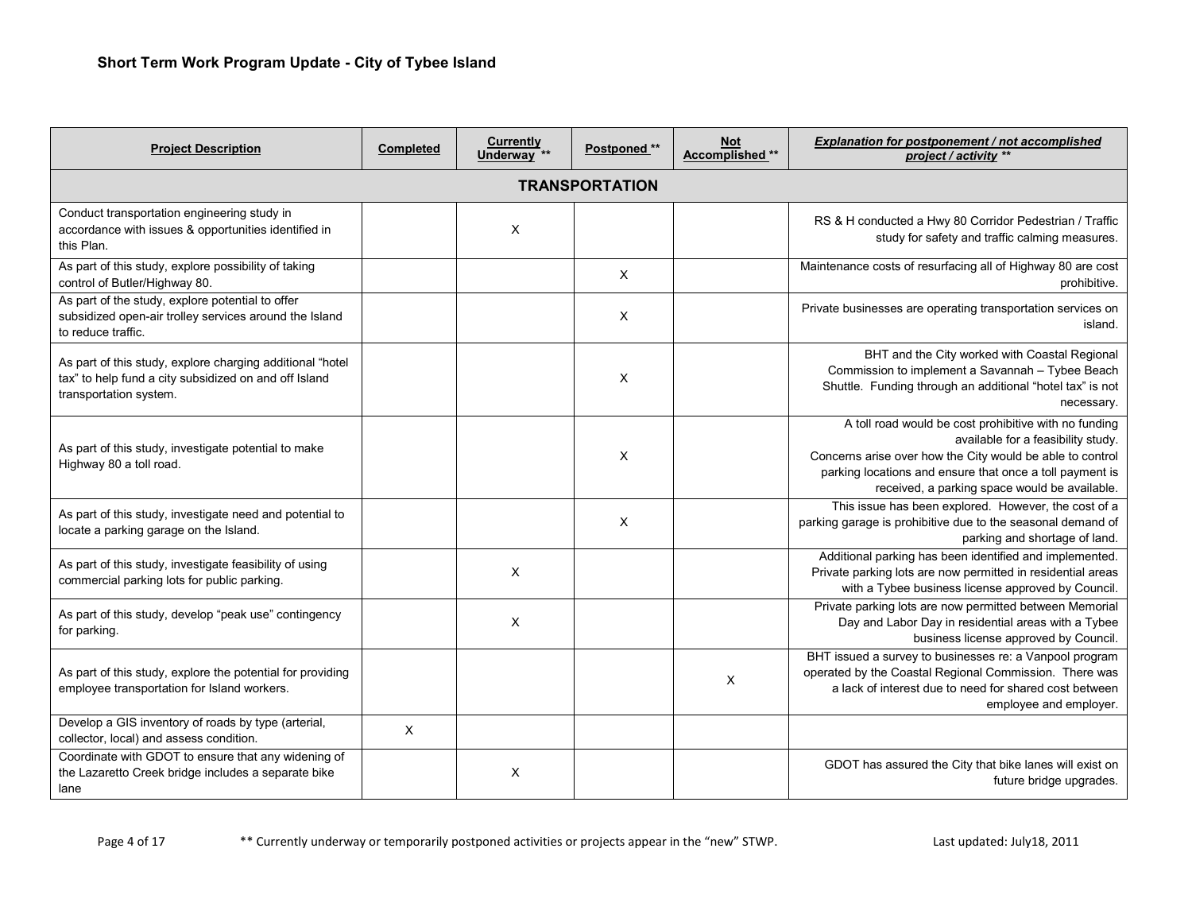## Short Term Work Program Update - City of Tybee Island

| Project Description | Completed | Currently Underway ** | Postponed ** | Not Accomplished ** | *Explanation for postponement / not accomplished project / activity ** * |
|---|---|---|---|---|---|
| **TRANSPORTATION** | | | | | |
| Conduct transportation engineering study in accordance with issues & opportunities identified in this Plan. | | X | | | RS & H conducted a Hwy 80 Corridor Pedestrian / Traffic study for safety and traffic calming measures. |
| As part of this study, explore possibility of taking control of Butler/Highway 80. | | | X | | Maintenance costs of resurfacing all of Highway 80 are cost prohibitive. |
| As part of the study, explore potential to offer subsidized open-air trolley services around the Island to reduce traffic. | | | X | | Private businesses are operating transportation services on island. |
| As part of this study, explore charging additional "hotel tax" to help fund a city subsidized on and off Island transportation system. | | | X | | BHT and the City worked with Coastal Regional Commission to implement a Savannah – Tybee Beach Shuttle. Funding through an additional "hotel tax" is not necessary. |
| As part of this study, investigate potential to make Highway 80 a toll road. | | | X | | A toll road would be cost prohibitive with no funding available for a feasibility study. Concerns arise over how the City would be able to control parking locations and ensure that once a toll payment is received, a parking space would be available. |
| As part of this study, investigate need and potential to locate a parking garage on the Island. | | | X | | This issue has been explored. However, the cost of a parking garage is prohibitive due to the seasonal demand of parking and shortage of land. |
| As part of this study, investigate feasibility of using commercial parking lots for public parking. | | X | | | Additional parking has been identified and implemented. Private parking lots are now permitted in residential areas with a Tybee business license approved by Council. |
| As part of this study, develop "peak use" contingency for parking. | | X | | | Private parking lots are now permitted between Memorial Day and Labor Day in residential areas with a Tybee business license approved by Council. |
| As part of this study, explore the potential for providing employee transportation for Island workers. | | | | X | BHT issued a survey to businesses re: a Vanpool program operated by the Coastal Regional Commission. There was a lack of interest due to need for shared cost between employee and employer. |
| Develop a GIS inventory of roads by type (arterial, collector, local) and assess condition. | X | | | | |
| Coordinate with GDOT to ensure that any widening of the Lazaretto Creek bridge includes a separate bike lane | | X | | | GDOT has assured the City that bike lanes will exist on future bridge upgrades. |

** Currently underway or temporarily postponed activities or projects appear in the "new" STWP.

Last updated: July18, 2011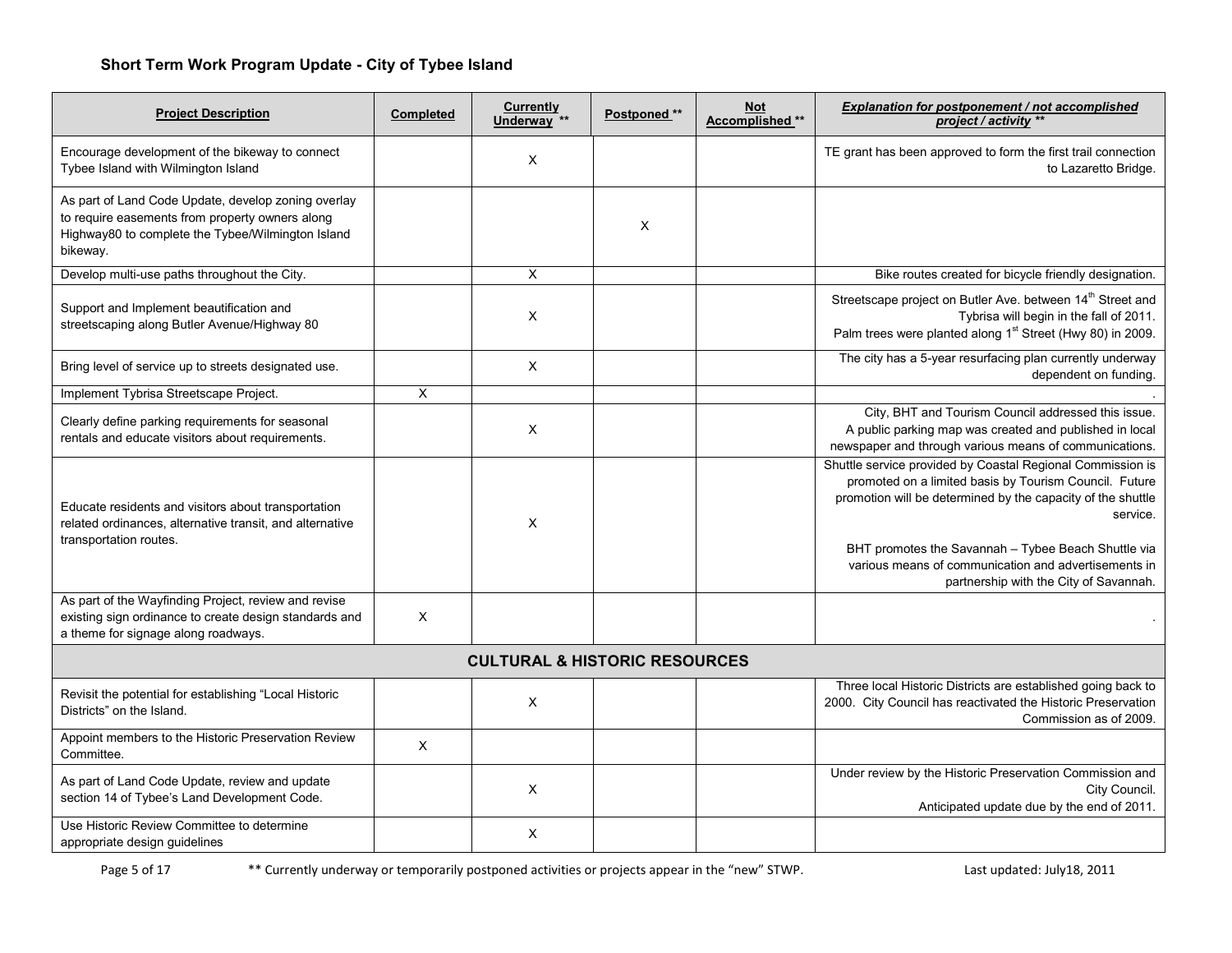## Short Term Work Program Update - City of Tybee Island

| Project Description | Completed | Currently Underway ** | Postponed ** | Not Accomplished ** | *Explanation for postponement / not accomplished project / activity ** * |
|---|---|---|---|---|---|
| Encourage development of the bikeway to connect Tybee Island with Wilmington Island | | X | | | TE grant has been approved to form the first trail connection to Lazaretto Bridge. |
| As part of Land Code Update, develop zoning overlay to require easements from property owners along Highway80 to complete the Tybee/Wilmington Island bikeway. | | | X | | |
| Develop multi-use paths throughout the City. | | X | | | Bike routes created for bicycle friendly designation. |
| Support and Implement beautification and streetscaping along Butler Avenue/Highway 80 | | X | | | Streetscape project on Butler Ave. between 14th Street and Tybrisa will begin in the fall of 2011. Palm trees were planted along 1st Street (Hwy 80) in 2009. |
| Bring level of service up to streets designated use. | | X | | | The city has a 5-year resurfacing plan currently underway dependent on funding. |
| Implement Tybrisa Streetscape Project. | X | | | | . |
| Clearly define parking requirements for seasonal rentals and educate visitors about requirements. | | X | | | City, BHT and Tourism Council addressed this issue. A public parking map was created and published in local newspaper and through various means of communications. |
| Educate residents and visitors about transportation related ordinances, alternative transit, and alternative transportation routes. | | X | | | Shuttle service provided by Coastal Regional Commission is promoted on a limited basis by Tourism Council. Future promotion will be determined by the capacity of the shuttle service. BHT promotes the Savannah – Tybee Beach Shuttle via various means of communication and advertisements in partnership with the City of Savannah. |
| As part of the Wayfinding Project, review and revise existing sign ordinance to create design standards and a theme for signage along roadways. | X | | | | . |
| **CULTURAL & HISTORIC RESOURCES** | | | | | |
| Revisit the potential for establishing "Local Historic Districts" on the Island. | | X | | | Three local Historic Districts are established going back to 2000. City Council has reactivated the Historic Preservation Commission as of 2009. |
| Appoint members to the Historic Preservation Review Committee. | X | | | | |
| As part of Land Code Update, review and update section 14 of Tybee's Land Development Code. | | X | | | Under review by the Historic Preservation Commission and City Council. Anticipated update due by the end of 2011. |
| Use Historic Review Committee to determine appropriate design guidelines | | X | | | |

** Currently underway or temporarily postponed activities or projects appear in the "new" STWP.

Last updated: July18, 2011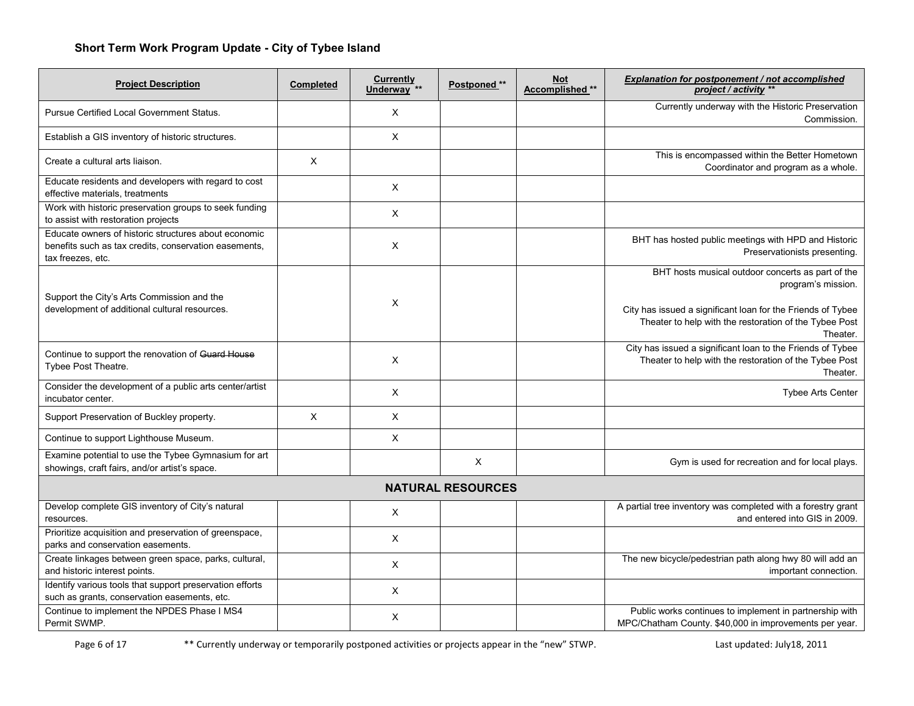## Short Term Work Program Update - City of Tybee Island

| Project Description | Completed | Currently Underway ** | Postponed ** | Not Accomplished ** | *Explanation for postponement / not accomplished project / activity ** * |
|---|---|---|---|---|---|
| Pursue Certified Local Government Status. | | X | | | Currently underway with the Historic Preservation Commission. |
| Establish a GIS inventory of historic structures. | | X | | | |
| Create a cultural arts liaison. | X | | | | This is encompassed within the Better Hometown Coordinator and program as a whole. |
| Educate residents and developers with regard to cost effective materials, treatments | | X | | | |
| Work with historic preservation groups to seek funding to assist with restoration projects | | X | | | |
| Educate owners of historic structures about economic benefits such as tax credits, conservation easements, tax freezes, etc. | | X | | | BHT has hosted public meetings with HPD and Historic Preservationists presenting. |
| Support the City's Arts Commission and the development of additional cultural resources. | | X | | | BHT hosts musical outdoor concerts as part of the program's mission.<br><br>City has issued a significant loan for the Friends of Tybee Theater to help with the restoration of the Tybee Post Theater. |
| Continue to support the renovation of ~~Guard House~~ Tybee Post Theatre. | | X | | | City has issued a significant loan to the Friends of Tybee Theater to help with the restoration of the Tybee Post Theater. |
| Consider the development of a public arts center/artist incubator center. | | X | | | Tybee Arts Center |
| Support Preservation of Buckley property. | X | X | | | |
| Continue to support Lighthouse Museum. | | X | | | |
| Examine potential to use the Tybee Gymnasium for art showings, craft fairs, and/or artist's space. | | | X | | Gym is used for recreation and for local plays. |
| **NATURAL RESOURCES** | | | | | |
| Develop complete GIS inventory of City's natural resources. | | X | | | A partial tree inventory was completed with a forestry grant and entered into GIS in 2009. |
| Prioritize acquisition and preservation of greenspace, parks and conservation easements. | | X | | | |
| Create linkages between green space, parks, cultural, and historic interest points. | | X | | | The new bicycle/pedestrian path along hwy 80 will add an important connection. |
| Identify various tools that support preservation efforts such as grants, conservation easements, etc. | | X | | | |
| Continue to implement the NPDES Phase I MS4 Permit SWMP. | | X | | | Public works continues to implement in partnership with MPC/Chatham County. $40,000 in improvements per year. |

** Currently underway or temporarily postponed activities or projects appear in the "new" STWP.

Last updated: July18, 2011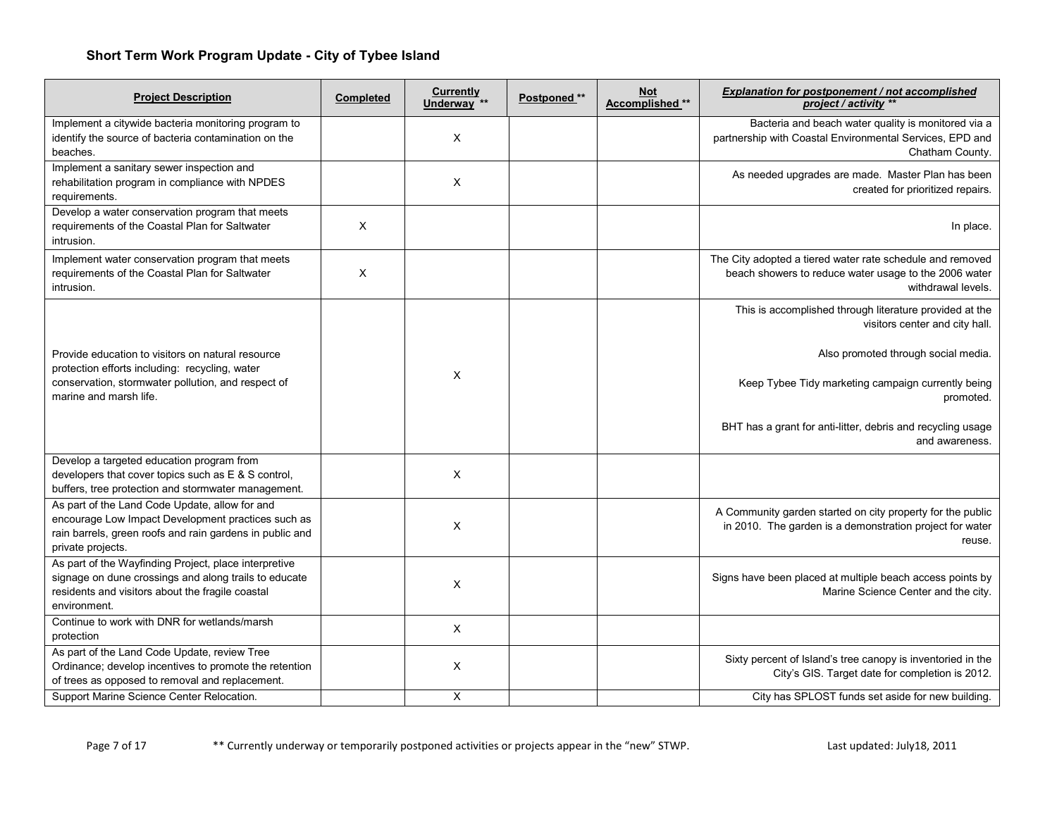## Short Term Work Program Update - City of Tybee Island

| Project Description | Completed | Currently Underway ** | Postponed ** | Not Accomplished ** | *Explanation for postponement / not accomplished project / activity ** * |
|---|---|---|---|---|---|
| Implement a citywide bacteria monitoring program to identify the source of bacteria contamination on the beaches. | | X | | | Bacteria and beach water quality is monitored via a partnership with Coastal Environmental Services, EPD and Chatham County. |
| Implement a sanitary sewer inspection and rehabilitation program in compliance with NPDES requirements. | | X | | | As needed upgrades are made. Master Plan has been created for prioritized repairs. |
| Develop a water conservation program that meets requirements of the Coastal Plan for Saltwater intrusion. | X | | | | In place. |
| Implement water conservation program that meets requirements of the Coastal Plan for Saltwater intrusion. | X | | | | The City adopted a tiered water rate schedule and removed beach showers to reduce water usage to the 2006 water withdrawal levels. |
| Provide education to visitors on natural resource protection efforts including: recycling, water conservation, stormwater pollution, and respect of marine and marsh life. | | X | | | This is accomplished through literature provided at the visitors center and city hall. Also promoted through social media. Keep Tybee Tidy marketing campaign currently being promoted. BHT has a grant for anti-litter, debris and recycling usage and awareness. |
| Develop a targeted education program from developers that cover topics such as E & S control, buffers, tree protection and stormwater management. | | X | | | |
| As part of the Land Code Update, allow for and encourage Low Impact Development practices such as rain barrels, green roofs and rain gardens in public and private projects. | | X | | | A Community garden started on city property for the public in 2010. The garden is a demonstration project for water reuse. |
| As part of the Wayfinding Project, place interpretive signage on dune crossings and along trails to educate residents and visitors about the fragile coastal environment. | | X | | | Signs have been placed at multiple beach access points by Marine Science Center and the city. |
| Continue to work with DNR for wetlands/marsh protection | | X | | | |
| As part of the Land Code Update, review Tree Ordinance; develop incentives to promote the retention of trees as opposed to removal and replacement. | | X | | | Sixty percent of Island's tree canopy is inventoried in the City's GIS. Target date for completion is 2012. |
| Support Marine Science Center Relocation. | | X | | | City has SPLOST funds set aside for new building. |

** Currently underway or temporarily postponed activities or projects appear in the "new" STWP.

Last updated: July18, 2011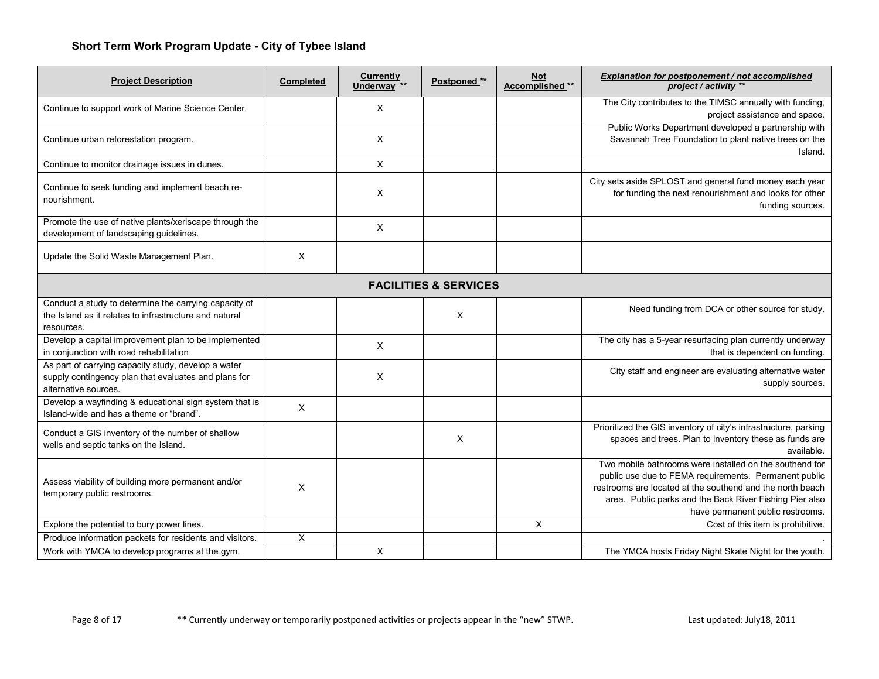## Short Term Work Program Update - City of Tybee Island

| Project Description | Completed | Currently Underway ** | Postponed ** | Not Accomplished ** | *Explanation for postponement / not accomplished project / activity ** * |
|---|---|---|---|---|---|
| Continue to support work of Marine Science Center. | | X | | | The City contributes to the TIMSC annually with funding, project assistance and space. |
| Continue urban reforestation program. | | X | | | Public Works Department developed a partnership with Savannah Tree Foundation to plant native trees on the Island. |
| Continue to monitor drainage issues in dunes. | | X | | | |
| Continue to seek funding and implement beach re-nourishment. | | X | | | City sets aside SPLOST and general fund money each year for funding the next renourishment and looks for other funding sources. |
| Promote the use of native plants/xeriscape through the development of landscaping guidelines. | | X | | | |
| Update the Solid Waste Management Plan. | X | | | | |
| **FACILITIES & SERVICES** | | | | | |
| Conduct a study to determine the carrying capacity of the Island as it relates to infrastructure and natural resources. | | | X | | Need funding from DCA or other source for study. |
| Develop a capital improvement plan to be implemented in conjunction with road rehabilitation | | X | | | The city has a 5-year resurfacing plan currently underway that is dependent on funding. |
| As part of carrying capacity study, develop a water supply contingency plan that evaluates and plans for alternative sources. | | X | | | City staff and engineer are evaluating alternative water supply sources. |
| Develop a wayfinding & educational sign system that is Island-wide and has a theme or "brand". | X | | | | |
| Conduct a GIS inventory of the number of shallow wells and septic tanks on the Island. | | | X | | Prioritized the GIS inventory of city's infrastructure, parking spaces and trees. Plan to inventory these as funds are available. |
| Assess viability of building more permanent and/or temporary public restrooms. | X | | | | Two mobile bathrooms were installed on the southend for public use due to FEMA requirements. Permanent public restrooms are located at the southend and the north beach area. Public parks and the Back River Fishing Pier also have permanent public restrooms. |
| Explore the potential to bury power lines. | | | | X | Cost of this item is prohibitive. |
| Produce information packets for residents and visitors. | X | | | | . |
| Work with YMCA to develop programs at the gym. | | X | | | The YMCA hosts Friday Night Skate Night for the youth. |

** Currently underway or temporarily postponed activities or projects appear in the "new" STWP.

Last updated: July18, 2011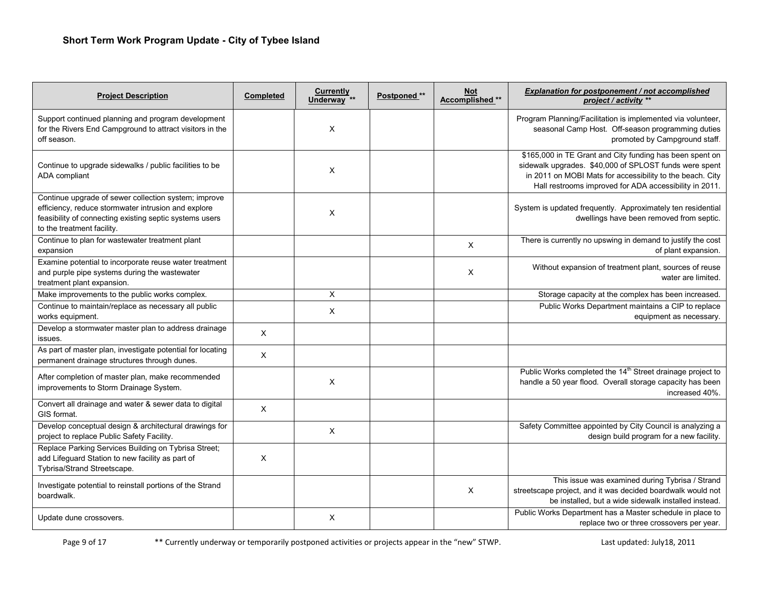### Short Term Work Program Update - City of Tybee Island

| Project Description | Completed | Currently Underway ** | Postponed ** | Not Accomplished ** | *Explanation for postponement / not accomplished project / activity ** * |
|---|---|---|---|---|---|
| Support continued planning and program development for the Rivers End Campground to attract visitors in the off season. | | X | | | Program Planning/Facilitation is implemented via volunteer, seasonal Camp Host. Off-season programming duties promoted by Campground staff. |
| Continue to upgrade sidewalks / public facilities to be ADA compliant | | X | | | $165,000 in TE Grant and City funding has been spent on sidewalk upgrades. $40,000 of SPLOST funds were spent in 2011 on MOBI Mats for accessibility to the beach. City Hall restrooms improved for ADA accessibility in 2011. |
| Continue upgrade of sewer collection system; improve efficiency, reduce stormwater intrusion and explore feasibility of connecting existing septic systems users to the treatment facility. | | X | | | System is updated frequently. Approximately ten residential dwellings have been removed from septic. |
| Continue to plan for wastewater treatment plant expansion | | | | X | There is currently no upswing in demand to justify the cost of plant expansion. |
| Examine potential to incorporate reuse water treatment and purple pipe systems during the wastewater treatment plant expansion. | | | | X | Without expansion of treatment plant, sources of reuse water are limited. |
| Make improvements to the public works complex. | | X | | | Storage capacity at the complex has been increased. |
| Continue to maintain/replace as necessary all public works equipment. | | X | | | Public Works Department maintains a CIP to replace equipment as necessary. |
| Develop a stormwater master plan to address drainage issues. | X | | | | |
| As part of master plan, investigate potential for locating permanent drainage structures through dunes. | X | | | | |
| After completion of master plan, make recommended improvements to Storm Drainage System. | | X | | | Public Works completed the 14th Street drainage project to handle a 50 year flood. Overall storage capacity has been increased 40%. |
| Convert all drainage and water & sewer data to digital GIS format. | X | | | | |
| Develop conceptual design & architectural drawings for project to replace Public Safety Facility. | | X | | | Safety Committee appointed by City Council is analyzing a design build program for a new facility. |
| Replace Parking Services Building on Tybrisa Street; add Lifeguard Station to new facility as part of Tybrisa/Strand Streetscape. | X | | | | |
| Investigate potential to reinstall portions of the Strand boardwalk. | | | | X | This issue was examined during Tybrisa / Strand streetscape project, and it was decided boardwalk would not be installed, but a wide sidewalk installed instead. |
| Update dune crossovers. | | X | | | Public Works Department has a Master schedule in place to replace two or three crossovers per year. |

** Currently underway or temporarily postponed activities or projects appear in the "new" STWP.

Last updated: July18, 2011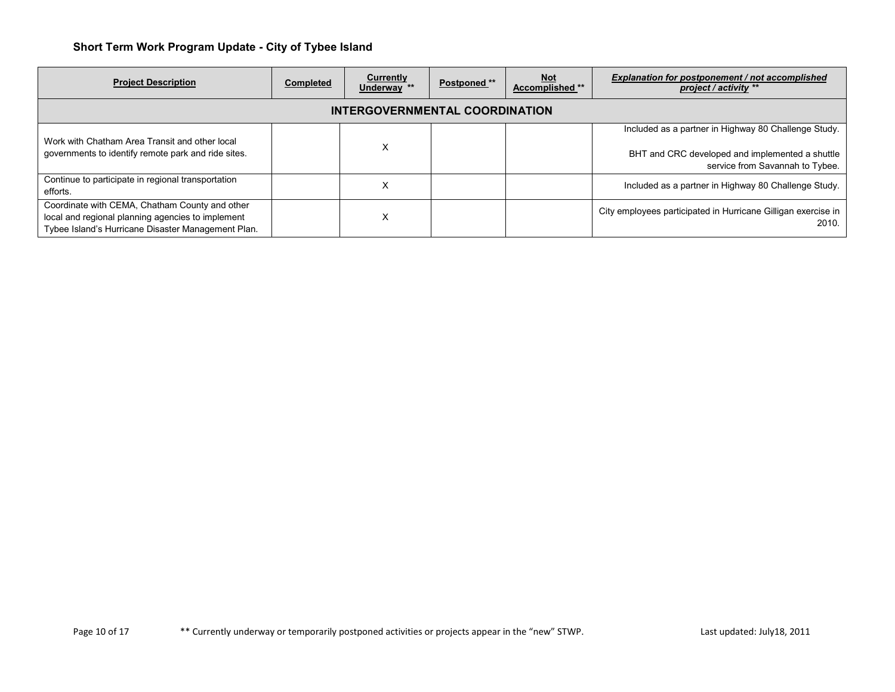## Short Term Work Program Update - City of Tybee Island

| Project Description | Completed | Currently Underway ** | Postponed ** | Not Accomplished ** | *Explanation for postponement / not accomplished project / activity ** * |
|---|---|---|---|---|---|
| **INTERGOVERNMENTAL COORDINATION** | | | | | |
| Work with Chatham Area Transit and other local governments to identify remote park and ride sites. | | X | | | Included as a partner in Highway 80 Challenge Study.<br><br>BHT and CRC developed and implemented a shuttle service from Savannah to Tybee. |
| Continue to participate in regional transportation efforts. | | X | | | Included as a partner in Highway 80 Challenge Study. |
| Coordinate with CEMA, Chatham County and other local and regional planning agencies to implement Tybee Island's Hurricane Disaster Management Plan. | | X | | | City employees participated in Hurricane Gilligan exercise in 2010. |

** Currently underway or temporarily postponed activities or projects appear in the "new" STWP.

Last updated: July18, 2011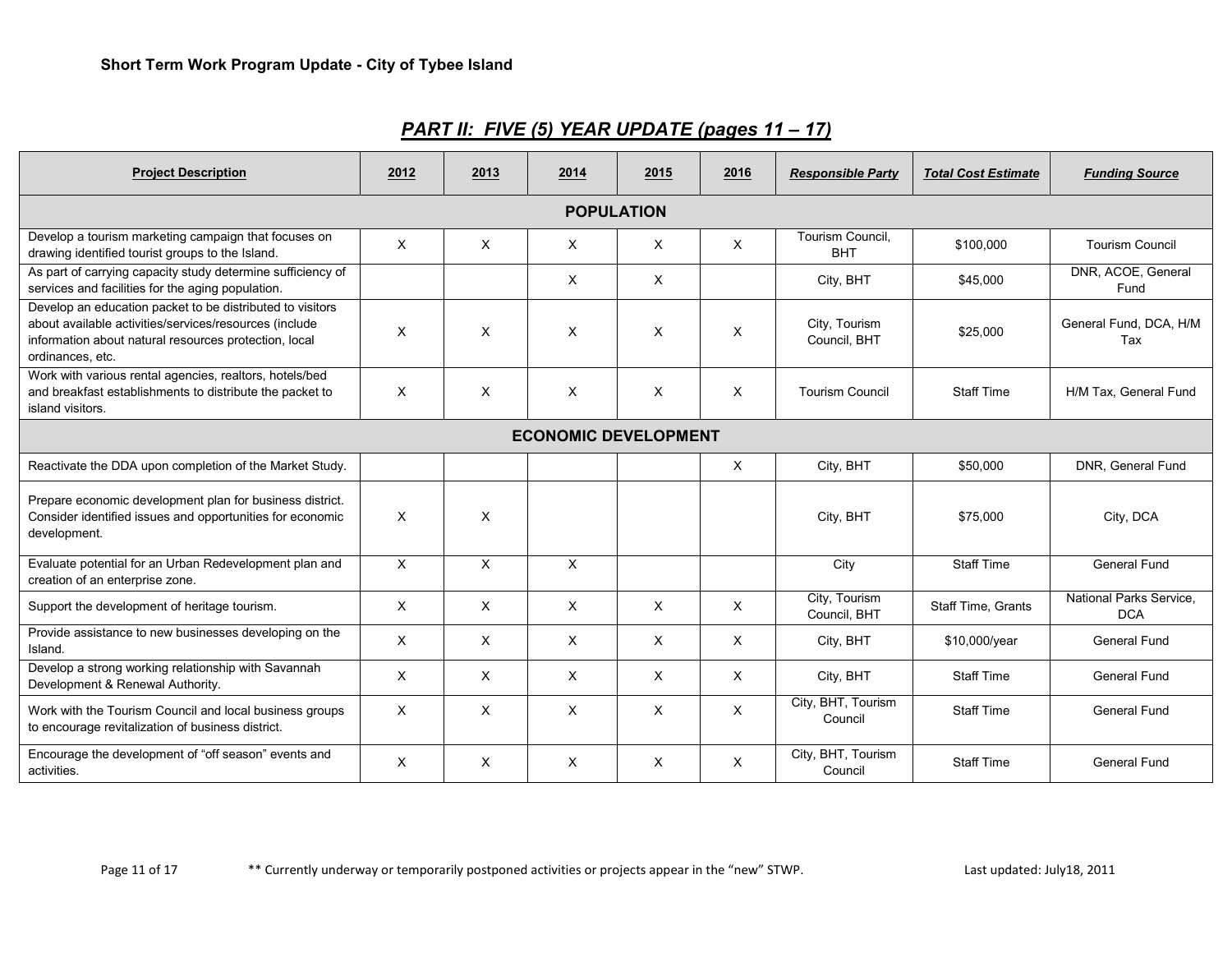**Short Term Work Program Update - City of Tybee Island**

## *PART II: FIVE (5) YEAR UPDATE (pages 11 – 17)*

| Project Description | 2012 | 2013 | 2014 | 2015 | 2016 | *Responsible Party* | *Total Cost Estimate* | *Funding Source* |
|---|---|---|---|---|---|---|---|---|
| **POPULATION** | | | | | | | | |
| Develop a tourism marketing campaign that focuses on drawing identified tourist groups to the Island. | X | X | X | X | X | Tourism Council, BHT | $100,000 | Tourism Council |
| As part of carrying capacity study determine sufficiency of services and facilities for the aging population. | | | X | X | | City, BHT | $45,000 | DNR, ACOE, General Fund |
| Develop an education packet to be distributed to visitors about available activities/services/resources (include information about natural resources protection, local ordinances, etc. | X | X | X | X | X | City, Tourism Council, BHT | $25,000 | General Fund, DCA, H/M Tax |
| Work with various rental agencies, realtors, hotels/bed and breakfast establishments to distribute the packet to island visitors. | X | X | X | X | X | Tourism Council | Staff Time | H/M Tax, General Fund |
| **ECONOMIC DEVELOPMENT** | | | | | | | | |
| Reactivate the DDA upon completion of the Market Study. | | | | | X | City, BHT | $50,000 | DNR, General Fund |
| Prepare economic development plan for business district. Consider identified issues and opportunities for economic development. | X | X | | | | City, BHT | $75,000 | City, DCA |
| Evaluate potential for an Urban Redevelopment plan and creation of an enterprise zone. | X | X | X | | | City | Staff Time | General Fund |
| Support the development of heritage tourism. | X | X | X | X | X | City, Tourism Council, BHT | Staff Time, Grants | National Parks Service, DCA |
| Provide assistance to new businesses developing on the Island. | X | X | X | X | X | City, BHT | $10,000/year | General Fund |
| Develop a strong working relationship with Savannah Development & Renewal Authority. | X | X | X | X | X | City, BHT | Staff Time | General Fund |
| Work with the Tourism Council and local business groups to encourage revitalization of business district. | X | X | X | X | X | City, BHT, Tourism Council | Staff Time | General Fund |
| Encourage the development of "off season" events and activities. | X | X | X | X | X | City, BHT, Tourism Council | Staff Time | General Fund |

** Currently underway or temporarily postponed activities or projects appear in the "new" STWP.

Last updated: July18, 2011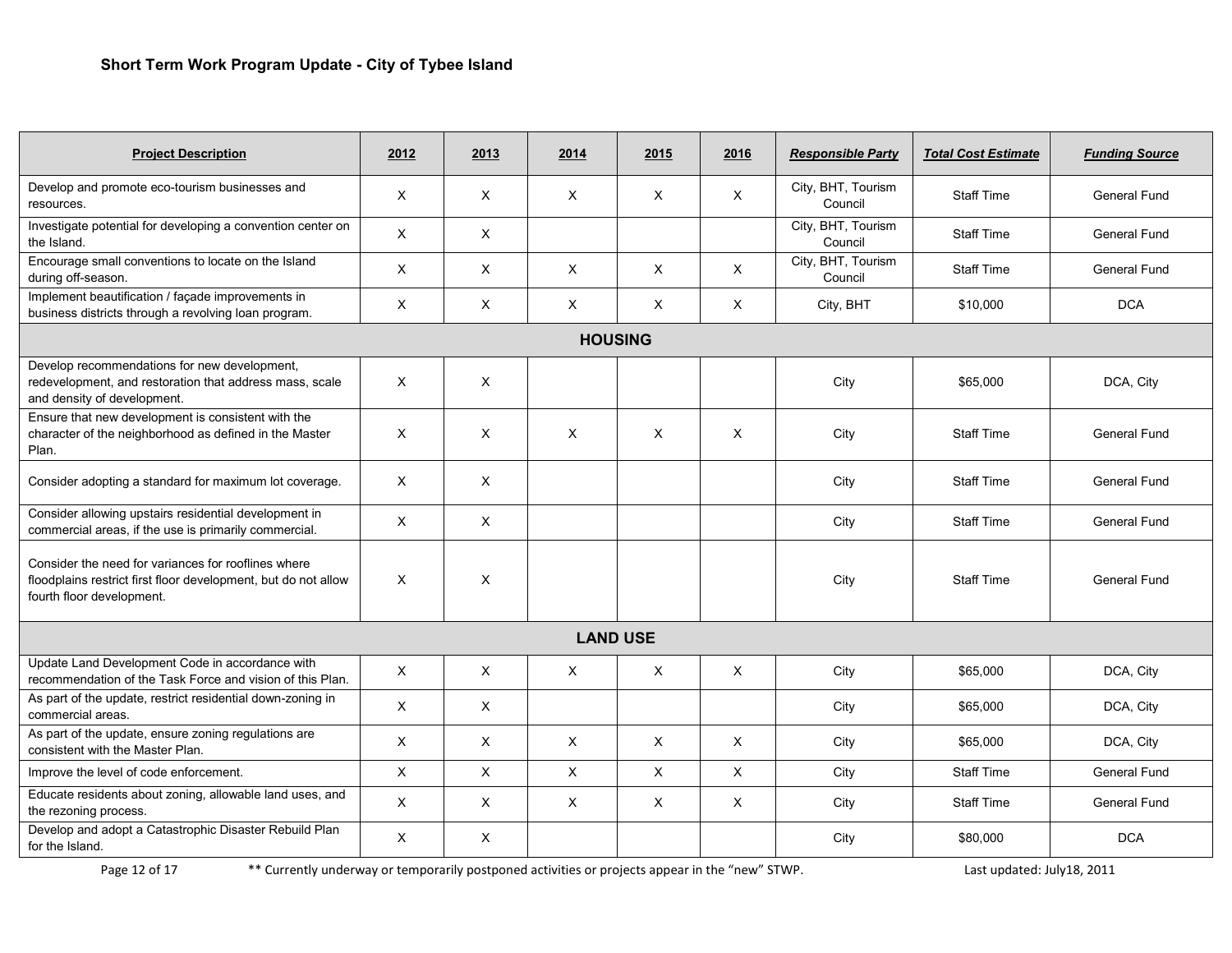## Short Term Work Program Update - City of Tybee Island

| Project Description | 2012 | 2013 | 2014 | 2015 | 2016 | Responsible Party | Total Cost Estimate | Funding Source |
|---|---|---|---|---|---|---|---|---|
| Develop and promote eco-tourism businesses and resources. | X | X | X | X | X | City, BHT, Tourism Council | Staff Time | General Fund |
| Investigate potential for developing a convention center on the Island. | X | X | | | | City, BHT, Tourism Council | Staff Time | General Fund |
| Encourage small conventions to locate on the Island during off-season. | X | X | X | X | X | City, BHT, Tourism Council | Staff Time | General Fund |
| Implement beautification / façade improvements in business districts through a revolving loan program. | X | X | X | X | X | City, BHT | $10,000 | DCA |
| **HOUSING** | | | | | | | | |
| Develop recommendations for new development, redevelopment, and restoration that address mass, scale and density of development. | X | X | | | | City | $65,000 | DCA, City |
| Ensure that new development is consistent with the character of the neighborhood as defined in the Master Plan. | X | X | X | X | X | City | Staff Time | General Fund |
| Consider adopting a standard for maximum lot coverage. | X | X | | | | City | Staff Time | General Fund |
| Consider allowing upstairs residential development in commercial areas, if the use is primarily commercial. | X | X | | | | City | Staff Time | General Fund |
| Consider the need for variances for rooflines where floodplains restrict first floor development, but do not allow fourth floor development. | X | X | | | | City | Staff Time | General Fund |
| **LAND USE** | | | | | | | | |
| Update Land Development Code in accordance with recommendation of the Task Force and vision of this Plan. | X | X | X | X | X | City | $65,000 | DCA, City |
| As part of the update, restrict residential down-zoning in commercial areas. | X | X | | | | City | $65,000 | DCA, City |
| As part of the update, ensure zoning regulations are consistent with the Master Plan. | X | X | X | X | X | City | $65,000 | DCA, City |
| Improve the level of code enforcement. | X | X | X | X | X | City | Staff Time | General Fund |
| Educate residents about zoning, allowable land uses, and the rezoning process. | X | X | X | X | X | City | Staff Time | General Fund |
| Develop and adopt a Catastrophic Disaster Rebuild Plan for the Island. | X | X | | | | City | $80,000 | DCA |

** Currently underway or temporarily postponed activities or projects appear in the "new" STWP.

Last updated: July18, 2011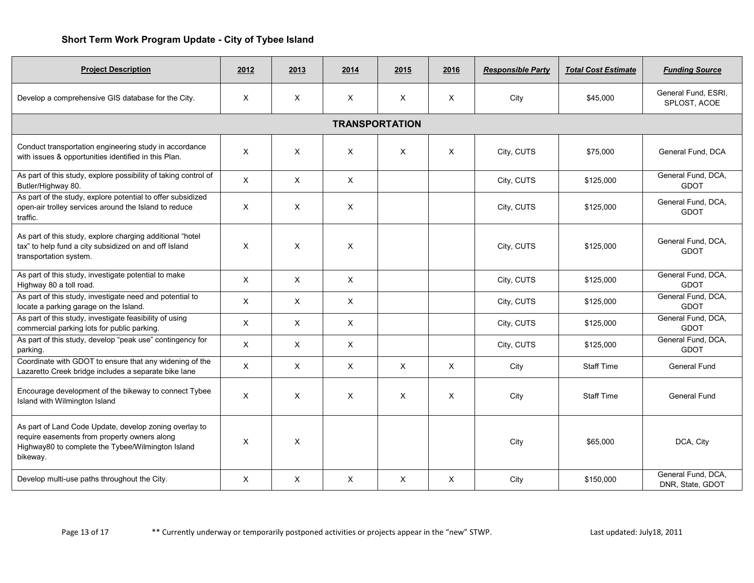### Short Term Work Program Update - City of Tybee Island

| Project Description | 2012 | 2013 | 2014 | 2015 | 2016 | Responsible Party | Total Cost Estimate | Funding Source |
|---|---|---|---|---|---|---|---|---|
| Develop a comprehensive GIS database for the City. | X | X | X | X | X | City | $45,000 | General Fund, ESRI, SPLOST, ACOE |
| **TRANSPORTATION** | | | | | | | | |
| Conduct transportation engineering study in accordance with issues & opportunities identified in this Plan. | X | X | X | X | X | City, CUTS | $75,000 | General Fund, DCA |
| As part of this study, explore possibility of taking control of Butler/Highway 80. | X | X | X | | | City, CUTS | $125,000 | General Fund, DCA, GDOT |
| As part of the study, explore potential to offer subsidized open-air trolley services around the Island to reduce traffic. | X | X | X | | | City, CUTS | $125,000 | General Fund, DCA, GDOT |
| As part of this study, explore charging additional "hotel tax" to help fund a city subsidized on and off Island transportation system. | X | X | X | | | City, CUTS | $125,000 | General Fund, DCA, GDOT |
| As part of this study, investigate potential to make Highway 80 a toll road. | X | X | X | | | City, CUTS | $125,000 | General Fund, DCA, GDOT |
| As part of this study, investigate need and potential to locate a parking garage on the Island. | X | X | X | | | City, CUTS | $125,000 | General Fund, DCA, GDOT |
| As part of this study, investigate feasibility of using commercial parking lots for public parking. | X | X | X | | | City, CUTS | $125,000 | General Fund, DCA, GDOT |
| As part of this study, develop "peak use" contingency for parking. | X | X | X | | | City, CUTS | $125,000 | General Fund, DCA, GDOT |
| Coordinate with GDOT to ensure that any widening of the Lazaretto Creek bridge includes a separate bike lane | X | X | X | X | X | City | Staff Time | General Fund |
| Encourage development of the bikeway to connect Tybee Island with Wilmington Island | X | X | X | X | X | City | Staff Time | General Fund |
| As part of Land Code Update, develop zoning overlay to require easements from property owners along Highway80 to complete the Tybee/Wilmington Island bikeway. | X | X | | | | City | $65,000 | DCA, City |
| Develop multi-use paths throughout the City. | X | X | X | X | X | City | $150,000 | General Fund, DCA, DNR, State, GDOT |

** Currently underway or temporarily postponed activities or projects appear in the "new" STWP.

Last updated: July18, 2011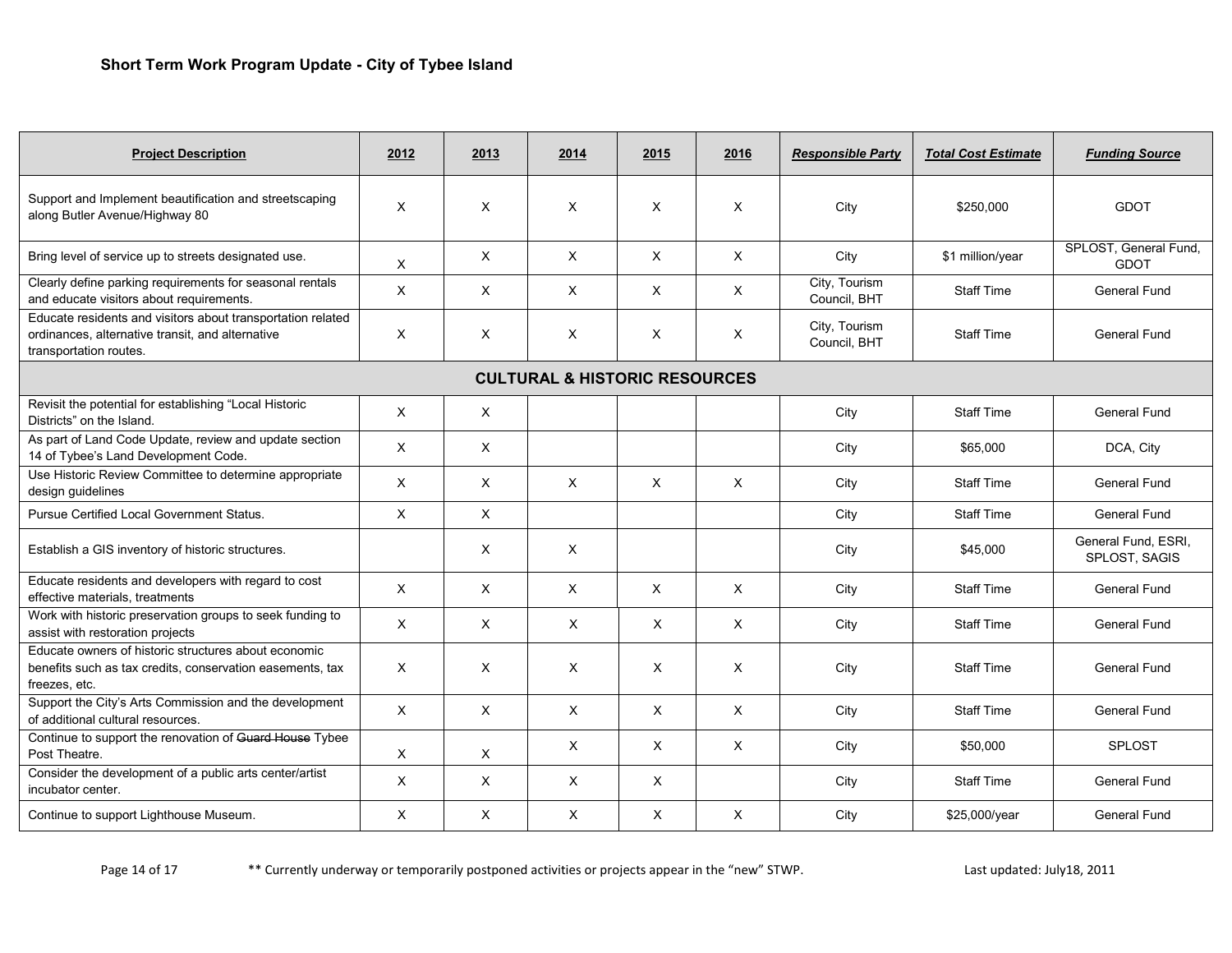**Short Term Work Program Update - City of Tybee Island**

| Project Description | 2012 | 2013 | 2014 | 2015 | 2016 | Responsible Party | Total Cost Estimate | Funding Source |
|---|---|---|---|---|---|---|---|---|
| Support and Implement beautification and streetscaping along Butler Avenue/Highway 80 | X | X | X | X | X | City | $250,000 | GDOT |
| Bring level of service up to streets designated use. | X | X | X | X | X | City | $1 million/year | SPLOST, General Fund, GDOT |
| Clearly define parking requirements for seasonal rentals and educate visitors about requirements. | X | X | X | X | X | City, Tourism Council, BHT | Staff Time | General Fund |
| Educate residents and visitors about transportation related ordinances, alternative transit, and alternative transportation routes. | X | X | X | X | X | City, Tourism Council, BHT | Staff Time | General Fund |
| **CULTURAL & HISTORIC RESOURCES** | | | | | | | | |
| Revisit the potential for establishing "Local Historic Districts" on the Island. | X | X | | | | City | Staff Time | General Fund |
| As part of Land Code Update, review and update section 14 of Tybee's Land Development Code. | X | X | | | | City | $65,000 | DCA, City |
| Use Historic Review Committee to determine appropriate design guidelines | X | X | X | X | X | City | Staff Time | General Fund |
| Pursue Certified Local Government Status. | X | X | | | | City | Staff Time | General Fund |
| Establish a GIS inventory of historic structures. | | X | X | | | City | $45,000 | General Fund, ESRI, SPLOST, SAGIS |
| Educate residents and developers with regard to cost effective materials, treatments | X | X | X | X | X | City | Staff Time | General Fund |
| Work with historic preservation groups to seek funding to assist with restoration projects | X | X | X | X | X | City | Staff Time | General Fund |
| Educate owners of historic structures about economic benefits such as tax credits, conservation easements, tax freezes, etc. | X | X | X | X | X | City | Staff Time | General Fund |
| Support the City's Arts Commission and the development of additional cultural resources. | X | X | X | X | X | City | Staff Time | General Fund |
| Continue to support the renovation of ~~Guard House~~ Tybee Post Theatre. | X | X | X | X | X | City | $50,000 | SPLOST |
| Consider the development of a public arts center/artist incubator center. | X | X | X | X | | City | Staff Time | General Fund |
| Continue to support Lighthouse Museum. | X | X | X | X | X | City | $25,000/year | General Fund |

** Currently underway or temporarily postponed activities or projects appear in the "new" STWP.

Last updated: July18, 2011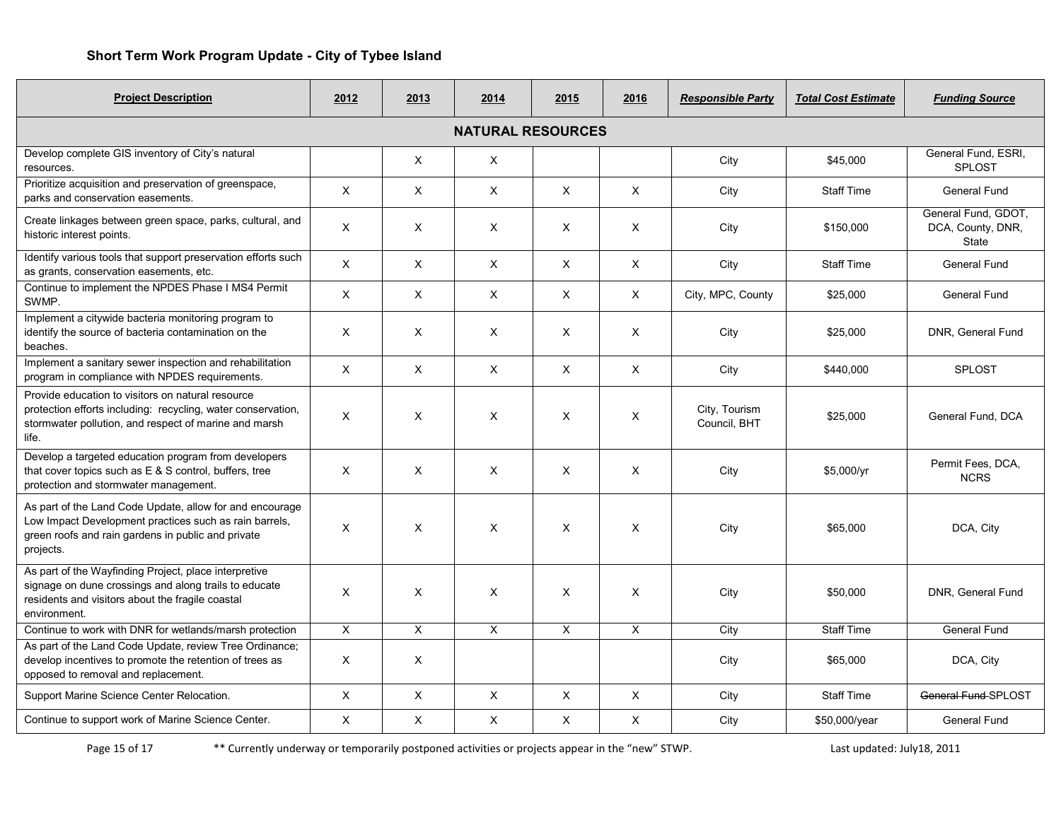## Short Term Work Program Update - City of Tybee Island

| Project Description | 2012 | 2013 | 2014 | 2015 | 2016 | Responsible Party | Total Cost Estimate | Funding Source |
|---|---|---|---|---|---|---|---|---|
| **NATURAL RESOURCES** | | | | | | | | |
| Develop complete GIS inventory of City's natural resources. | | X | X | | | City | $45,000 | General Fund, ESRI, SPLOST |
| Prioritize acquisition and preservation of greenspace, parks and conservation easements. | X | X | X | X | X | City | Staff Time | General Fund |
| Create linkages between green space, parks, cultural, and historic interest points. | X | X | X | X | X | City | $150,000 | General Fund, GDOT, DCA, County, DNR, State |
| Identify various tools that support preservation efforts such as grants, conservation easements, etc. | X | X | X | X | X | City | Staff Time | General Fund |
| Continue to implement the NPDES Phase I MS4 Permit SWMP. | X | X | X | X | X | City, MPC, County | $25,000 | General Fund |
| Implement a citywide bacteria monitoring program to identify the source of bacteria contamination on the beaches. | X | X | X | X | X | City | $25,000 | DNR, General Fund |
| Implement a sanitary sewer inspection and rehabilitation program in compliance with NPDES requirements. | X | X | X | X | X | City | $440,000 | SPLOST |
| Provide education to visitors on natural resource protection efforts including: recycling, water conservation, stormwater pollution, and respect of marine and marsh life. | X | X | X | X | X | City, Tourism Council, BHT | $25,000 | General Fund, DCA |
| Develop a targeted education program from developers that cover topics such as E & S control, buffers, tree protection and stormwater management. | X | X | X | X | X | City | $5,000/yr | Permit Fees, DCA, NCRS |
| As part of the Land Code Update, allow for and encourage Low Impact Development practices such as rain barrels, green roofs and rain gardens in public and private projects. | X | X | X | X | X | City | $65,000 | DCA, City |
| As part of the Wayfinding Project, place interpretive signage on dune crossings and along trails to educate residents and visitors about the fragile coastal environment. | X | X | X | X | X | City | $50,000 | DNR, General Fund |
| Continue to work with DNR for wetlands/marsh protection | X | X | X | X | X | City | Staff Time | General Fund |
| As part of the Land Code Update, review Tree Ordinance; develop incentives to promote the retention of trees as opposed to removal and replacement. | X | X | | | | City | $65,000 | DCA, City |
| Support Marine Science Center Relocation. | X | X | X | X | X | City | Staff Time | ~~General Fund~~ SPLOST |
| Continue to support work of Marine Science Center. | X | X | X | X | X | City | $50,000/year | General Fund |

** Currently underway or temporarily postponed activities or projects appear in the "new" STWP.

Last updated: July18, 2011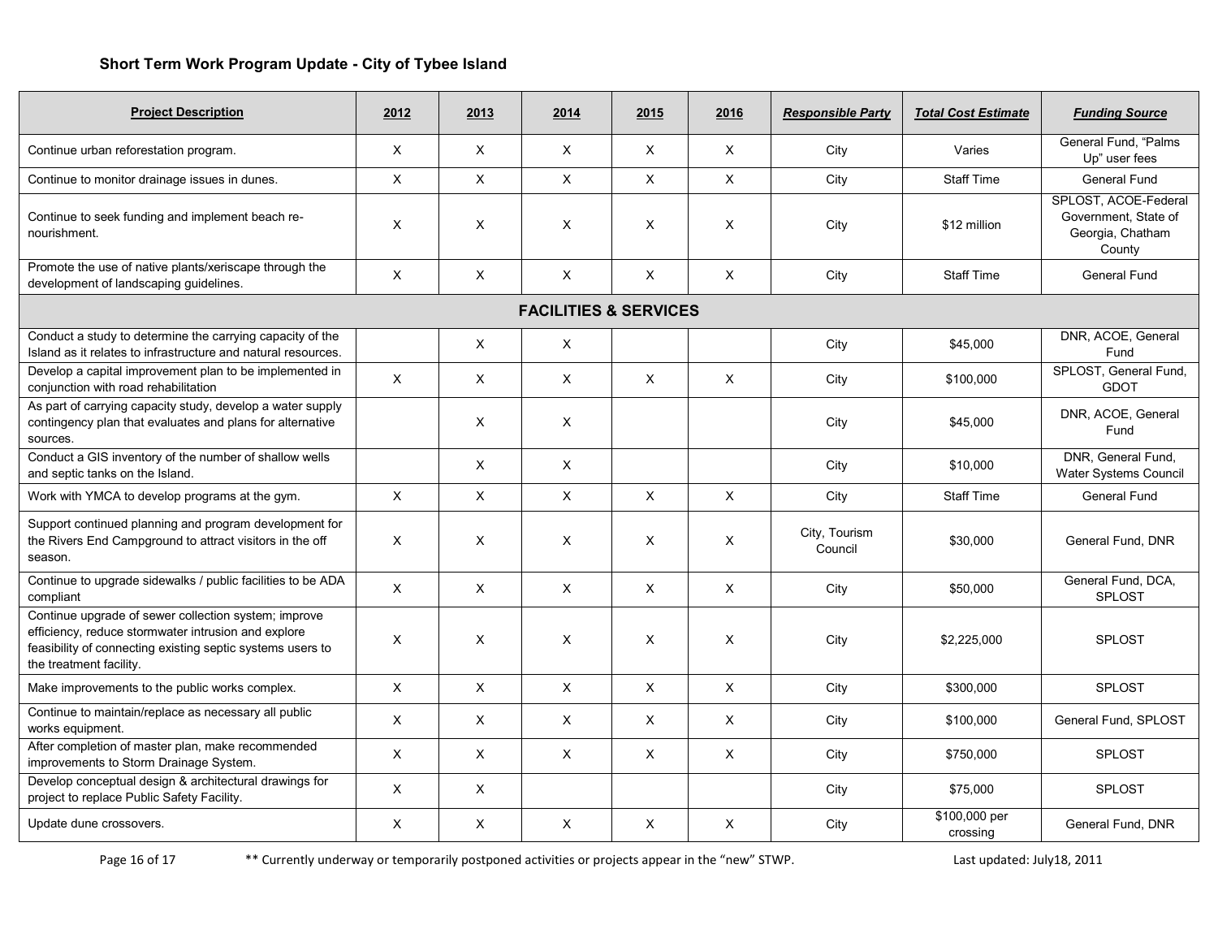### Short Term Work Program Update - City of Tybee Island

| Project Description | 2012 | 2013 | 2014 | 2015 | 2016 | *Responsible Party* | *Total Cost Estimate* | *Funding Source* |
|---|---|---|---|---|---|---|---|---|
| Continue urban reforestation program. | X | X | X | X | X | City | Varies | General Fund, "Palms Up" user fees |
| Continue to monitor drainage issues in dunes. | X | X | X | X | X | City | Staff Time | General Fund |
| Continue to seek funding and implement beach re-nourishment. | X | X | X | X | X | City | $12 million | SPLOST, ACOE-Federal Government, State of Georgia, Chatham County |
| Promote the use of native plants/xeriscape through the development of landscaping guidelines. | X | X | X | X | X | City | Staff Time | General Fund |
| **FACILITIES & SERVICES** | | | | | | | | |
| Conduct a study to determine the carrying capacity of the Island as it relates to infrastructure and natural resources. | | X | X | | | City | $45,000 | DNR, ACOE, General Fund |
| Develop a capital improvement plan to be implemented in conjunction with road rehabilitation | X | X | X | X | X | City | $100,000 | SPLOST, General Fund, GDOT |
| As part of carrying capacity study, develop a water supply contingency plan that evaluates and plans for alternative sources. | | X | X | | | City | $45,000 | DNR, ACOE, General Fund |
| Conduct a GIS inventory of the number of shallow wells and septic tanks on the Island. | | X | X | | | City | $10,000 | DNR, General Fund, Water Systems Council |
| Work with YMCA to develop programs at the gym. | X | X | X | X | X | City | Staff Time | General Fund |
| Support continued planning and program development for the Rivers End Campground to attract visitors in the off season. | X | X | X | X | X | City, Tourism Council | $30,000 | General Fund, DNR |
| Continue to upgrade sidewalks / public facilities to be ADA compliant | X | X | X | X | X | City | $50,000 | General Fund, DCA, SPLOST |
| Continue upgrade of sewer collection system; improve efficiency, reduce stormwater intrusion and explore feasibility of connecting existing septic systems users to the treatment facility. | X | X | X | X | X | City | $2,225,000 | SPLOST |
| Make improvements to the public works complex. | X | X | X | X | X | City | $300,000 | SPLOST |
| Continue to maintain/replace as necessary all public works equipment. | X | X | X | X | X | City | $100,000 | General Fund, SPLOST |
| After completion of master plan, make recommended improvements to Storm Drainage System. | X | X | X | X | X | City | $750,000 | SPLOST |
| Develop conceptual design & architectural drawings for project to replace Public Safety Facility. | X | X | | | | City | $75,000 | SPLOST |
| Update dune crossovers. | X | X | X | X | X | City | $100,000 per crossing | General Fund, DNR |

** Currently underway or temporarily postponed activities or projects appear in the "new" STWP.

Last updated: July18, 2011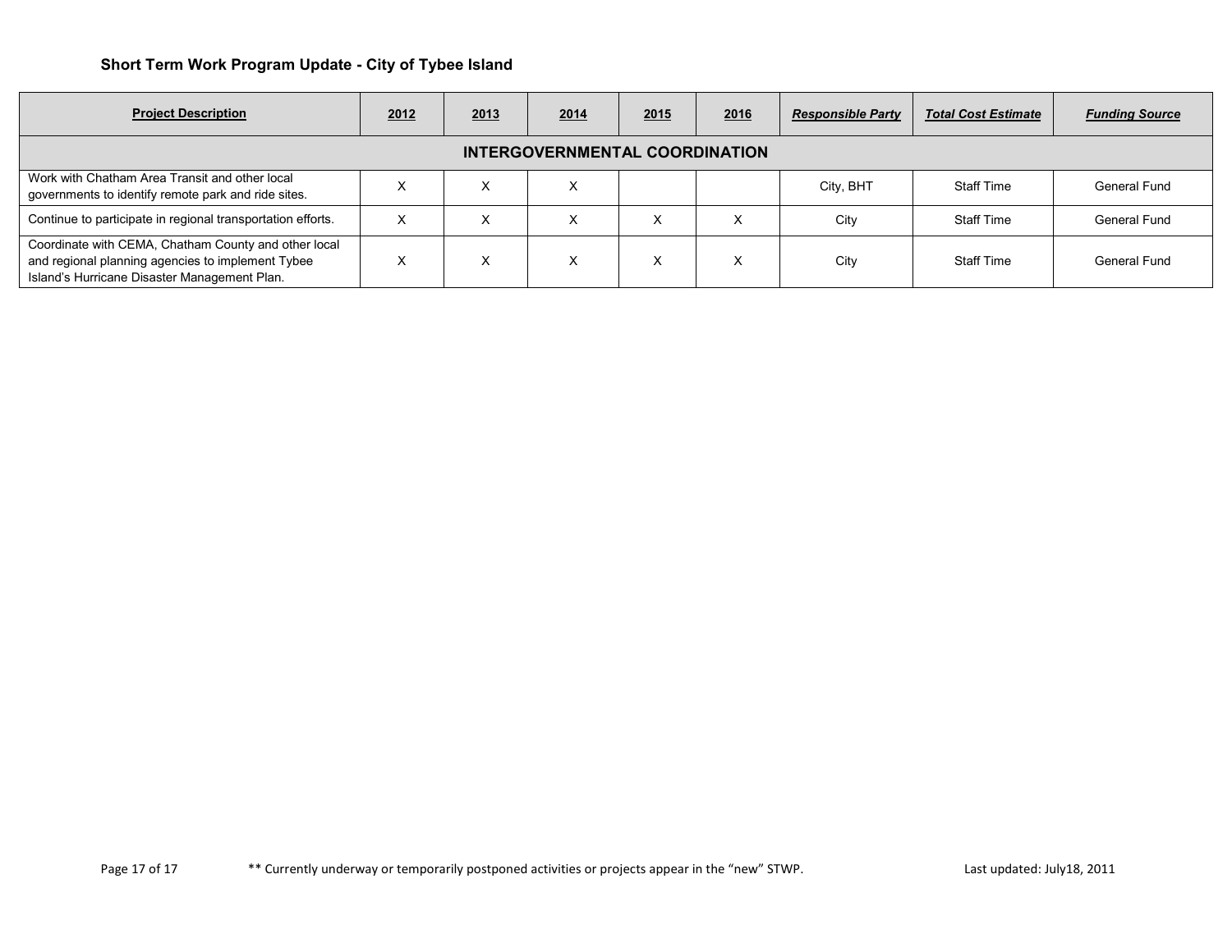### Short Term Work Program Update - City of Tybee Island

| Project Description | 2012 | 2013 | 2014 | 2015 | 2016 | Responsible Party | Total Cost Estimate | Funding Source |
|---|---|---|---|---|---|---|---|---|
| **INTERGOVERNMENTAL COORDINATION** | | | | | | | | |
| Work with Chatham Area Transit and other local governments to identify remote park and ride sites. | X | X | X | | | City, BHT | Staff Time | General Fund |
| Continue to participate in regional transportation efforts. | X | X | X | X | X | City | Staff Time | General Fund |
| Coordinate with CEMA, Chatham County and other local and regional planning agencies to implement Tybee Island's Hurricane Disaster Management Plan. | X | X | X | X | X | City | Staff Time | General Fund |

** Currently underway or temporarily postponed activities or projects appear in the "new" STWP.

Last updated: July18, 2011